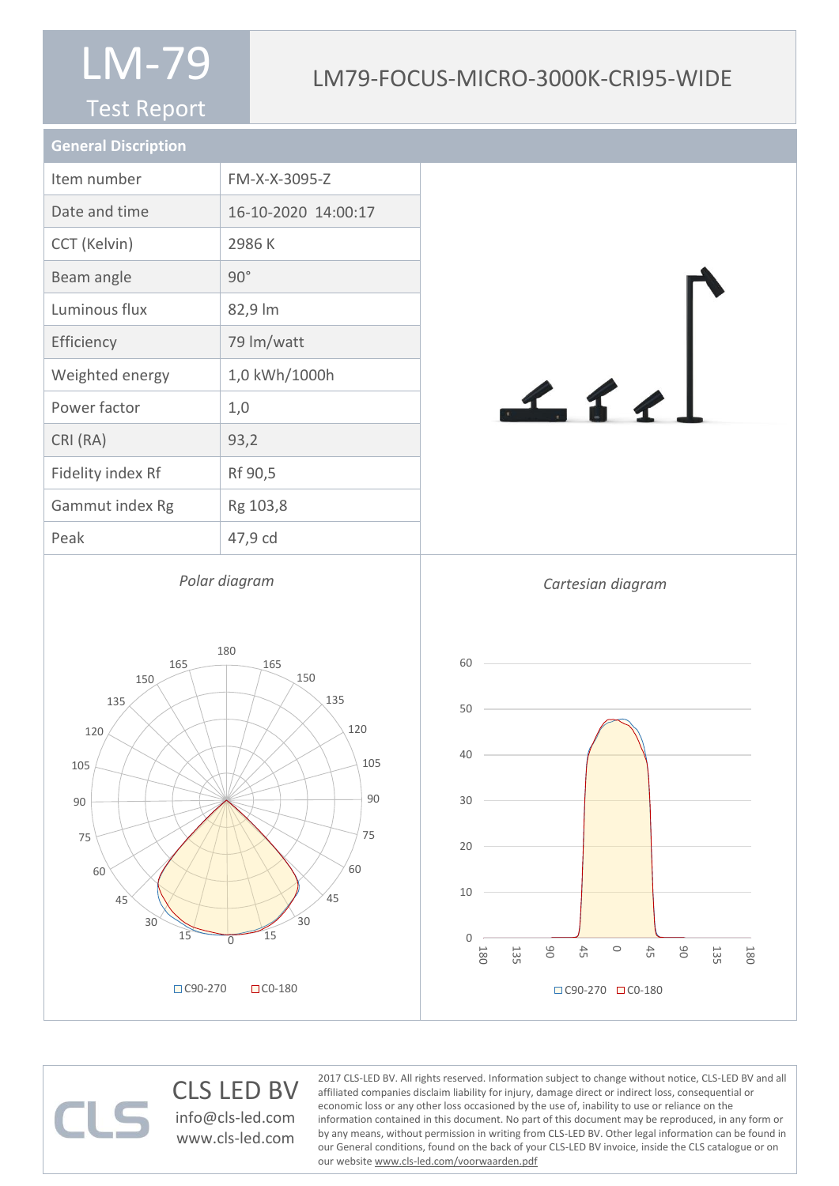# LM-79

Test Report

## LM79-FOCUS-MICRO-3000K-CRI95-WIDE

### General Discription

| | |
|---|---|
| Item number | FM-X-X-3095-Z |
| Date and time | 16-10-2020 14:00:17 |
| CCT (Kelvin) | 2986 K |
| Beam angle | 90° |
| Luminous flux | 82,9 lm |
| Efficiency | 79 lm/watt |
| Weighted energy | 1,0 kWh/1000h |
| Power factor | 1,0 |
| CRI (RA) | 93,2 |
| Fidelity index Rf | Rf 90,5 |
| Gammut index Rg | Rg 103,8 |
| Peak | 47,9 cd |

*Polar diagram*

C90-270 C0-180

*Cartesian diagram*

C90-270 C0-180

CLS LED BV
info@cls-led.com
www.cls-led.com

2017 CLS-LED BV. All rights reserved. Information subject to change without notice, CLS-LED BV and all affiliated companies disclaim liability for injury, damage direct or indirect loss, consequential or economic loss or any other loss occasioned by the use of, inability to use or reliance on the information contained in this document. No part of this document may be reproduced, in any form or by any means, without permission in writing from CLS-LED BV. Other legal information can be found in our General conditions, found on the back of your CLS-LED BV invoice, inside the CLS catalogue or on our website www.cls-led.com/voorwaarden.pdf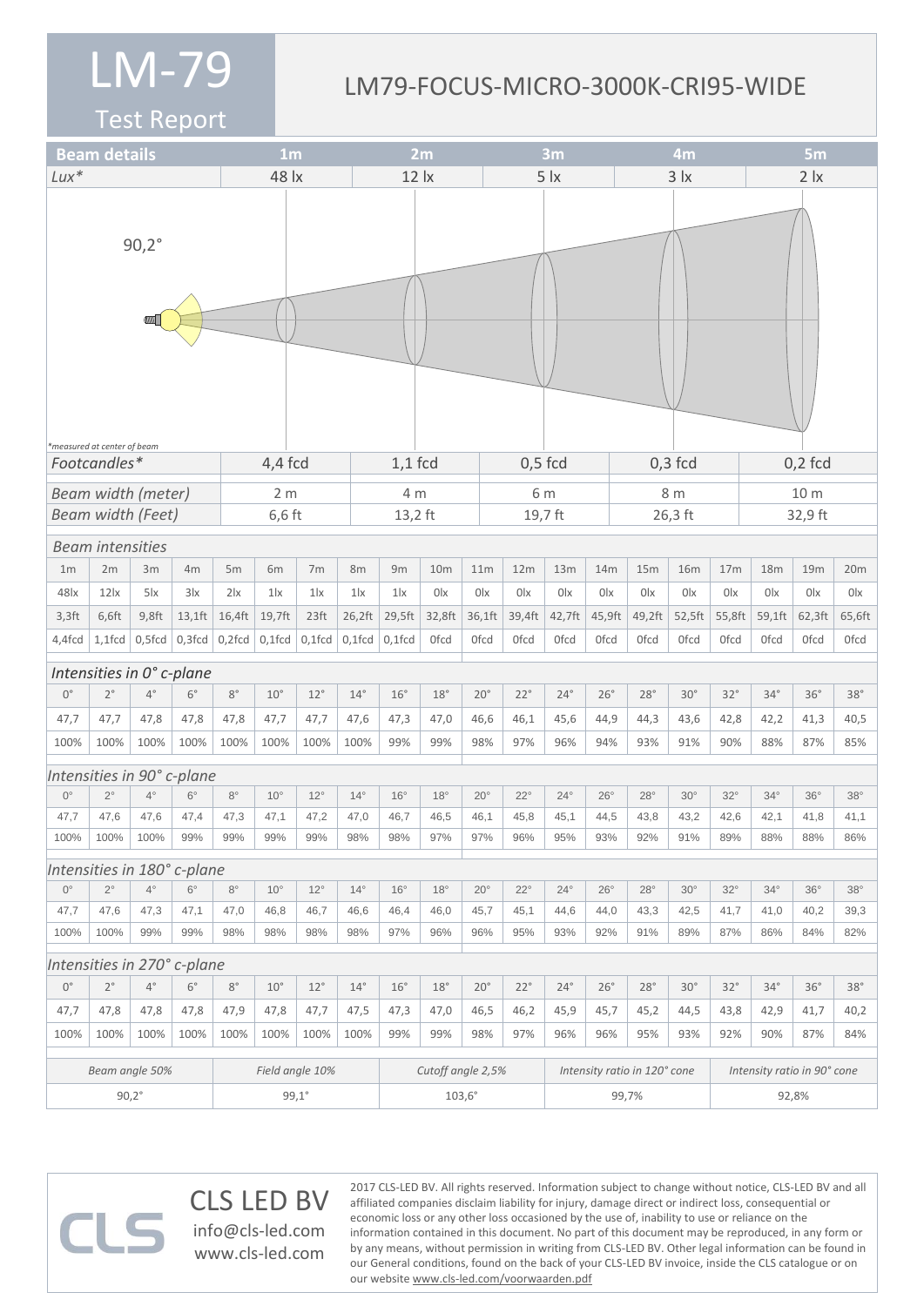# LM-79

## Test Report

## LM79-FOCUS-MICRO-3000K-CRI95-WIDE

| Beam details | 1m | 2m | 3m | 4m | 5m |
|---|---|---|---|---|---|
| *Lux** | 48 lx | 12 lx | 5 lx | 3 lx | 2 lx |

90,2°

*measured at center of beam

| | 1m | 2m | 3m | 4m | 5m |
|---|---|---|---|---|---|
| *Footcandles** | 4,4 fcd | 1,1 fcd | 0,5 fcd | 0,3 fcd | 0,2 fcd |
| *Beam width (meter)* | 2 m | 4 m | 6 m | 8 m | 10 m |
| *Beam width (Feet)* | 6,6 ft | 13,2 ft | 19,7 ft | 26,3 ft | 32,9 ft |

### *Beam intensities*

| 1m | 2m | 3m | 4m | 5m | 6m | 7m | 8m | 9m | 10m | 11m | 12m | 13m | 14m | 15m | 16m | 17m | 18m | 19m | 20m |
|---|---|---|---|---|---|---|---|---|---|---|---|---|---|---|---|---|---|---|---|
| 48lx | 12lx | 5lx | 3lx | 2lx | 1lx | 1lx | 1lx | 1lx | 0lx | 0lx | 0lx | 0lx | 0lx | 0lx | 0lx | 0lx | 0lx | 0lx | 0lx |
| 3,3ft | 6,6ft | 9,8ft | 13,1ft | 16,4ft | 19,7ft | 23ft | 26,2ft | 29,5ft | 32,8ft | 36,1ft | 39,4ft | 42,7ft | 45,9ft | 49,2ft | 52,5ft | 55,8ft | 59,1ft | 62,3ft | 65,6ft |
| 4,4fcd | 1,1fcd | 0,5fcd | 0,3fcd | 0,2fcd | 0,1fcd | 0,1fcd | 0,1fcd | 0,1fcd | 0fcd | 0fcd | 0fcd | 0fcd | 0fcd | 0fcd | 0fcd | 0fcd | 0fcd | 0fcd | 0fcd |

### *Intensities in 0° c-plane*

| 0° | 2° | 4° | 6° | 8° | 10° | 12° | 14° | 16° | 18° | 20° | 22° | 24° | 26° | 28° | 30° | 32° | 34° | 36° | 38° |
|---|---|---|---|---|---|---|---|---|---|---|---|---|---|---|---|---|---|---|---|
| 47,7 | 47,7 | 47,8 | 47,8 | 47,8 | 47,7 | 47,7 | 47,6 | 47,3 | 47,0 | 46,6 | 46,1 | 45,6 | 44,9 | 44,3 | 43,6 | 42,8 | 42,2 | 41,3 | 40,5 |
| 100% | 100% | 100% | 100% | 100% | 100% | 100% | 100% | 99% | 99% | 98% | 97% | 96% | 94% | 93% | 91% | 90% | 88% | 87% | 85% |

### *Intensities in 90° c-plane*

| 0° | 2° | 4° | 6° | 8° | 10° | 12° | 14° | 16° | 18° | 20° | 22° | 24° | 26° | 28° | 30° | 32° | 34° | 36° | 38° |
|---|---|---|---|---|---|---|---|---|---|---|---|---|---|---|---|---|---|---|---|
| 47,7 | 47,6 | 47,6 | 47,4 | 47,3 | 47,1 | 47,2 | 47,0 | 46,7 | 46,5 | 46,1 | 45,8 | 45,1 | 44,5 | 43,8 | 43,2 | 42,6 | 42,1 | 41,8 | 41,1 |
| 100% | 100% | 100% | 99% | 99% | 99% | 99% | 98% | 98% | 97% | 97% | 96% | 95% | 93% | 92% | 91% | 89% | 88% | 88% | 86% |

### *Intensities in 180° c-plane*

| 0° | 2° | 4° | 6° | 8° | 10° | 12° | 14° | 16° | 18° | 20° | 22° | 24° | 26° | 28° | 30° | 32° | 34° | 36° | 38° |
|---|---|---|---|---|---|---|---|---|---|---|---|---|---|---|---|---|---|---|---|
| 47,7 | 47,6 | 47,3 | 47,1 | 47,0 | 46,8 | 46,7 | 46,6 | 46,4 | 46,0 | 45,7 | 45,1 | 44,6 | 44,0 | 43,3 | 42,5 | 41,7 | 41,0 | 40,2 | 39,3 |
| 100% | 100% | 99% | 99% | 98% | 98% | 98% | 98% | 97% | 96% | 96% | 95% | 93% | 92% | 91% | 89% | 87% | 86% | 84% | 82% |

### *Intensities in 270° c-plane*

| 0° | 2° | 4° | 6° | 8° | 10° | 12° | 14° | 16° | 18° | 20° | 22° | 24° | 26° | 28° | 30° | 32° | 34° | 36° | 38° |
|---|---|---|---|---|---|---|---|---|---|---|---|---|---|---|---|---|---|---|---|
| 47,7 | 47,8 | 47,8 | 47,8 | 47,9 | 47,8 | 47,7 | 47,5 | 47,3 | 47,0 | 46,5 | 46,2 | 45,9 | 45,7 | 45,2 | 44,5 | 43,8 | 42,9 | 41,7 | 40,2 |
| 100% | 100% | 100% | 100% | 100% | 100% | 100% | 100% | 99% | 99% | 98% | 97% | 96% | 96% | 95% | 93% | 92% | 90% | 87% | 84% |

| *Beam angle 50%* | *Field angle 10%* | *Cutoff angle 2,5%* | *Intensity ratio in 120° cone* | *Intensity ratio in 90° cone* |
|---|---|---|---|---|
| 90,2° | 99,1° | 103,6° | 99,7% | 92,8% |

CLS

CLS LED BV
info@cls-led.com
www.cls-led.com

2017 CLS-LED BV. All rights reserved. Information subject to change without notice, CLS-LED BV and all affiliated companies disclaim liability for injury, damage direct or indirect loss, consequential or economic loss or any other loss occasioned by the use of, inability to use or reliance on the information contained in this document. No part of this document may be reproduced, in any form or by any means, without permission in writing from CLS-LED BV. Other legal information can be found in our General conditions, found on the back of your CLS-LED BV invoice, inside the CLS catalogue or on our website www.cls-led.com/voorwaarden.pdf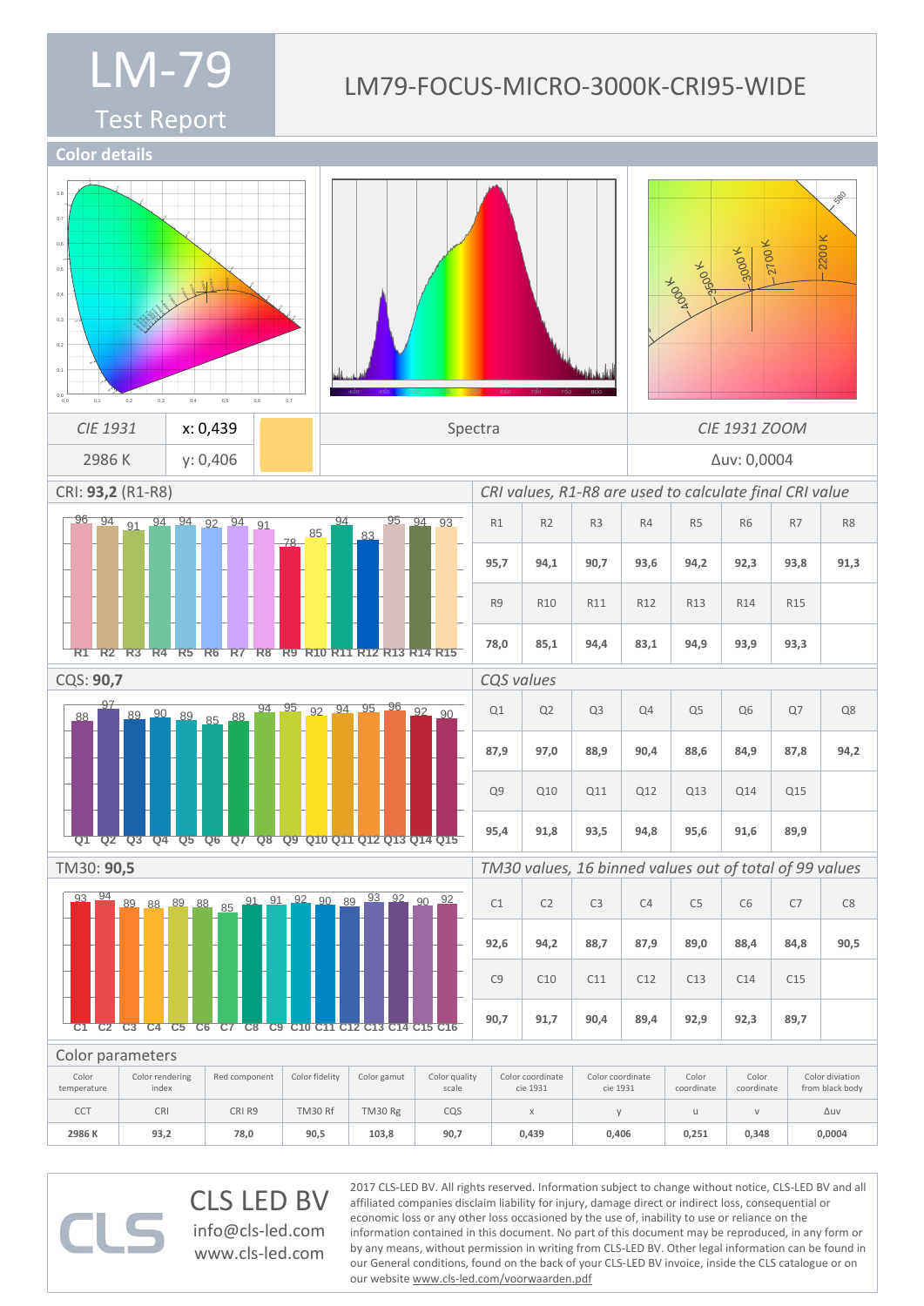# LM-79

## Test Report

LM79-FOCUS-MICRO-3000K-CRI95-WIDE

## Color details

| CIE 1931 | x: 0,439 | | Spectra | CIE 1931 ZOOM |
|---|---|---|---|---|
| 2986 K | y: 0,406 | | | Δuv: 0,0004 |

### CRI: **93,2** (R1-R8)

*CRI values, R1-R8 are used to calculate final CRI value*

| R1 | R2 | R3 | R4 | R5 | R6 | R7 | R8 |
|---|---|---|---|---|---|---|---|
| **95,7** | **94,1** | **90,7** | **93,6** | **94,2** | **92,3** | **93,8** | **91,3** |
| R9 | R10 | R11 | R12 | R13 | R14 | R15 | |
| **78,0** | **85,1** | **94,4** | **83,1** | **94,9** | **93,9** | **93,3** | |

### CQS: **90,7**

*CQS values*

| Q1 | Q2 | Q3 | Q4 | Q5 | Q6 | Q7 | Q8 |
|---|---|---|---|---|---|---|---|
| **87,9** | **97,0** | **88,9** | **90,4** | **88,6** | **84,9** | **87,8** | **94,2** |
| Q9 | Q10 | Q11 | Q12 | Q13 | Q14 | Q15 | |
| **95,4** | **91,8** | **93,5** | **94,8** | **95,6** | **91,6** | **89,9** | |

### TM30: **90,5**

*TM30 values, 16 binned values out of total of 99 values*

| C1 | C2 | C3 | C4 | C5 | C6 | C7 | C8 |
|---|---|---|---|---|---|---|---|
| **92,6** | **94,2** | **88,7** | **87,9** | **89,0** | **88,4** | **84,8** | **90,5** |
| C9 | C10 | C11 | C12 | C13 | C14 | C15 | |
| **90,7** | **91,7** | **90,4** | **89,4** | **92,9** | **92,3** | **89,7** | |

### Color parameters

| Color temperature | Color rendering index | Red component | Color fidelity | Color gamut | Color quality scale | Color coordinate cie 1931 | Color coordinate cie 1931 | Color coordinate | Color coordinate | Color diviation from black body |
|---|---|---|---|---|---|---|---|---|---|---|
| CCT | CRI | CRI R9 | TM30 Rf | TM30 Rg | CQS | x | y | u | v | Δuv |
| **2986 K** | **93,2** | **78,0** | **90,5** | **103,8** | **90,7** | **0,439** | **0,406** | **0,251** | **0,348** | **0,0004** |

CLS LED BV
info@cls-led.com
www.cls-led.com

2017 CLS-LED BV. All rights reserved. Information subject to change without notice, CLS-LED BV and all affiliated companies disclaim liability for injury, damage direct or indirect loss, consequential or economic loss or any other loss occasioned by the use of, inability to use or reliance on the information contained in this document. No part of this document may be reproduced, in any form or by any means, without permission in writing from CLS-LED BV. Other legal information can be found in our General conditions, found on the back of your CLS-LED BV invoice, inside the CLS catalogue or on our website www.cls-led.com/voorwaarden.pdf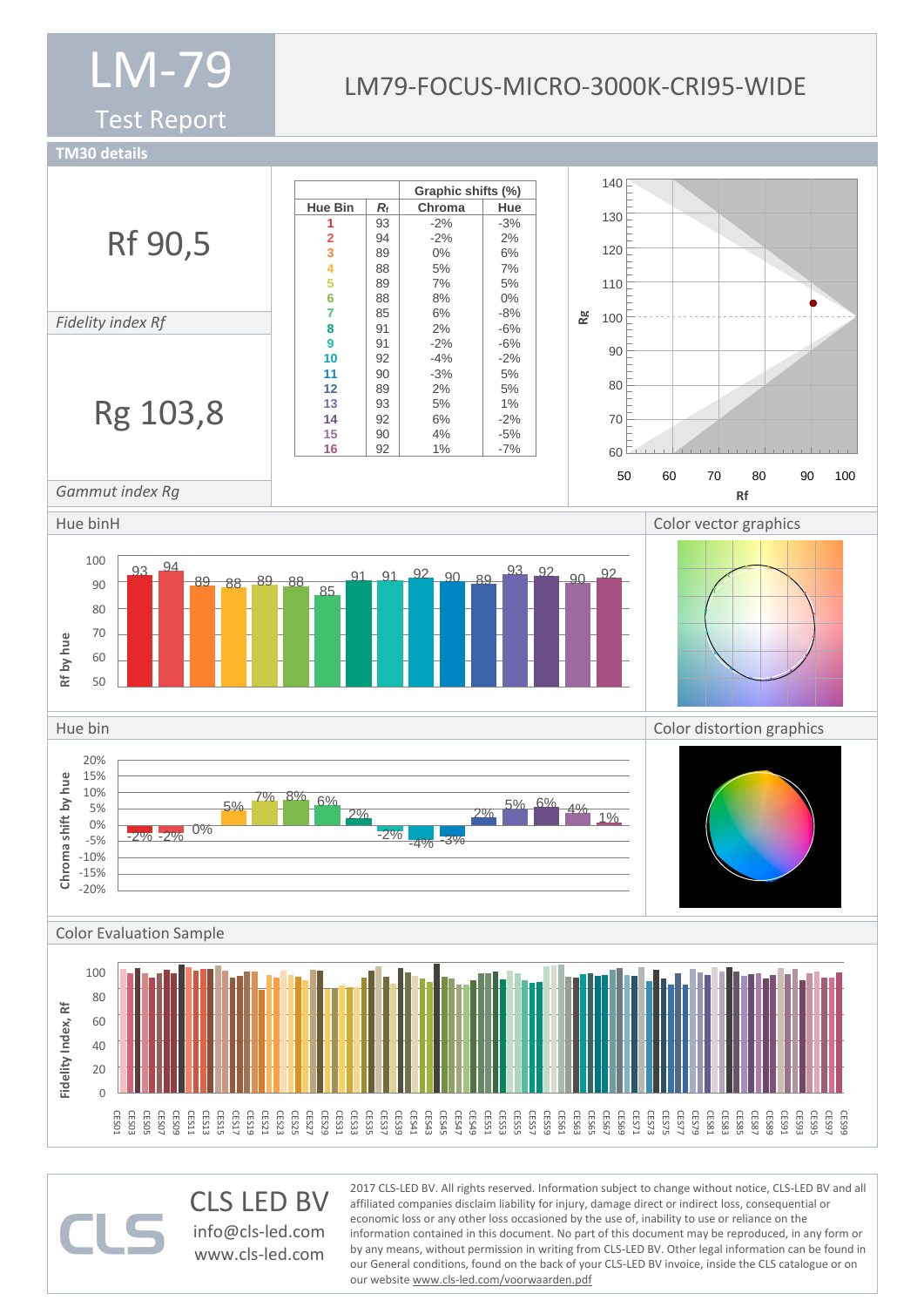# LM-79

Test Report

LM79-FOCUS-MICRO-3000K-CRI95-WIDE

## TM30 details

Rf 90,5

*Fidelity index Rf*

Rg 103,8

*Gammut index Rg*

| Hue Bin | $R_f$ | Graphic shifts (%) Chroma | Hue |
|---|---|---|---|
| 1 | 93 | -2% | -3% |
| 2 | 94 | -2% | 2% |
| 3 | 89 | 0% | 6% |
| 4 | 88 | 5% | 7% |
| 5 | 89 | 7% | 5% |
| 6 | 88 | 8% | 0% |
| 7 | 85 | 6% | -8% |
| 8 | 91 | 2% | -6% |
| 9 | 91 | -2% | -6% |
| 10 | 92 | -4% | -2% |
| 11 | 90 | -3% | 5% |
| 12 | 89 | 2% | 5% |
| 13 | 93 | 5% | 1% |
| 14 | 92 | 6% | -2% |
| 15 | 90 | 4% | -5% |
| 16 | 92 | 1% | -7% |

## Hue binH

## Color vector graphics

## Hue bin

## Color distortion graphics

## Color Evaluation Sample

CLS LED BV

info@cls-led.com

www.cls-led.com

2017 CLS-LED BV. All rights reserved. Information subject to change without notice, CLS-LED BV and all affiliated companies disclaim liability for injury, damage direct or indirect loss, consequential or economic loss or any other loss occasioned by the use of, inability to use or reliance on the information contained in this document. No part of this document may be reproduced, in any form or by any means, without permission in writing from CLS-LED BV. Other legal information can be found in our General conditions, found on the back of your CLS-LED BV invoice, inside the CLS catalogue or on our website www.cls-led.com/voorwaarden.pdf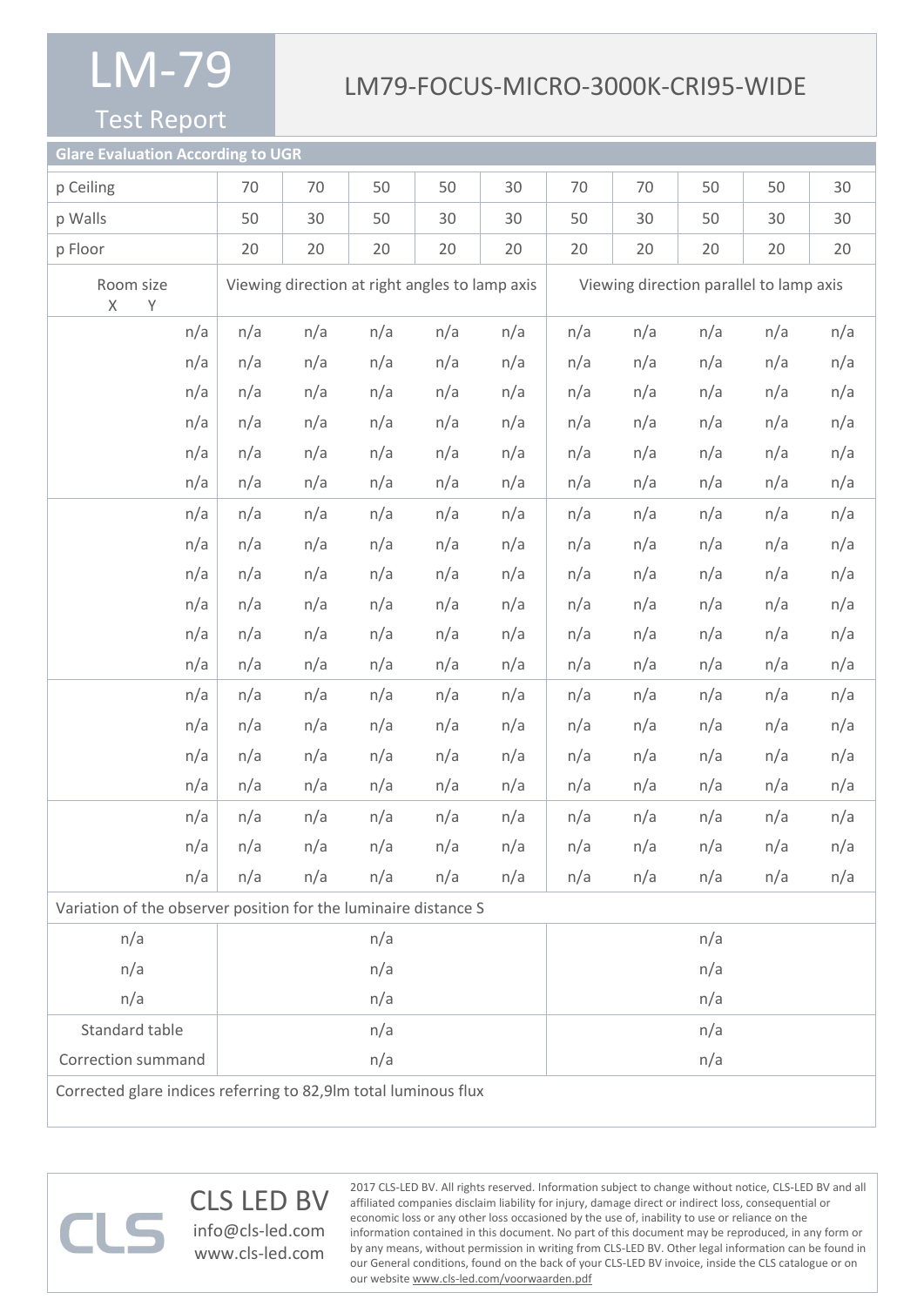# LM-79

## Test Report

## LM79-FOCUS-MICRO-3000K-CRI95-WIDE

### Glare Evaluation According to UGR

| | | | | | | | | | | |
|---|---|---|---|---|---|---|---|---|---|---|
| p Ceiling | 70 | 70 | 50 | 50 | 30 | 70 | 70 | 50 | 50 | 30 |
| p Walls | 50 | 30 | 50 | 30 | 30 | 50 | 30 | 50 | 30 | 30 |
| p Floor | 20 | 20 | 20 | 20 | 20 | 20 | 20 | 20 | 20 | 20 |
| Room size X Y | Viewing direction at right angles to lamp axis | | | | | Viewing direction parallel to lamp axis | | | | |
| n/a | n/a | n/a | n/a | n/a | n/a | n/a | n/a | n/a | n/a | n/a |
| n/a | n/a | n/a | n/a | n/a | n/a | n/a | n/a | n/a | n/a | n/a |
| n/a | n/a | n/a | n/a | n/a | n/a | n/a | n/a | n/a | n/a | n/a |
| n/a | n/a | n/a | n/a | n/a | n/a | n/a | n/a | n/a | n/a | n/a |
| n/a | n/a | n/a | n/a | n/a | n/a | n/a | n/a | n/a | n/a | n/a |
| n/a | n/a | n/a | n/a | n/a | n/a | n/a | n/a | n/a | n/a | n/a |
| n/a | n/a | n/a | n/a | n/a | n/a | n/a | n/a | n/a | n/a | n/a |
| n/a | n/a | n/a | n/a | n/a | n/a | n/a | n/a | n/a | n/a | n/a |
| n/a | n/a | n/a | n/a | n/a | n/a | n/a | n/a | n/a | n/a | n/a |
| n/a | n/a | n/a | n/a | n/a | n/a | n/a | n/a | n/a | n/a | n/a |
| n/a | n/a | n/a | n/a | n/a | n/a | n/a | n/a | n/a | n/a | n/a |
| n/a | n/a | n/a | n/a | n/a | n/a | n/a | n/a | n/a | n/a | n/a |
| n/a | n/a | n/a | n/a | n/a | n/a | n/a | n/a | n/a | n/a | n/a |
| n/a | n/a | n/a | n/a | n/a | n/a | n/a | n/a | n/a | n/a | n/a |
| n/a | n/a | n/a | n/a | n/a | n/a | n/a | n/a | n/a | n/a | n/a |
| n/a | n/a | n/a | n/a | n/a | n/a | n/a | n/a | n/a | n/a | n/a |
| n/a | n/a | n/a | n/a | n/a | n/a | n/a | n/a | n/a | n/a | n/a |
| n/a | n/a | n/a | n/a | n/a | n/a | n/a | n/a | n/a | n/a | n/a |
| n/a | n/a | n/a | n/a | n/a | n/a | n/a | n/a | n/a | n/a | n/a |
| Variation of the observer position for the luminaire distance S | | | | | | | | | | |
| n/a | n/a | | | | | n/a | | | | |
| n/a | n/a | | | | | n/a | | | | |
| n/a | n/a | | | | | n/a | | | | |
| Standard table | n/a | | | | | n/a | | | | |
| Correction summand | n/a | | | | | n/a | | | | |
| Corrected glare indices referring to 82,9lm total luminous flux | | | | | | | | | | |

CLS LED BV
info@cls-led.com
www.cls-led.com

2017 CLS-LED BV. All rights reserved. Information subject to change without notice, CLS-LED BV and all affiliated companies disclaim liability for injury, damage direct or indirect loss, consequential or economic loss or any other loss occasioned by the use of, inability to use or reliance on the information contained in this document. No part of this document may be reproduced, in any form or by any means, without permission in writing from CLS-LED BV. Other legal information can be found in our General conditions, found on the back of your CLS-LED BV invoice, inside the CLS catalogue or on our website www.cls-led.com/voorwaarden.pdf